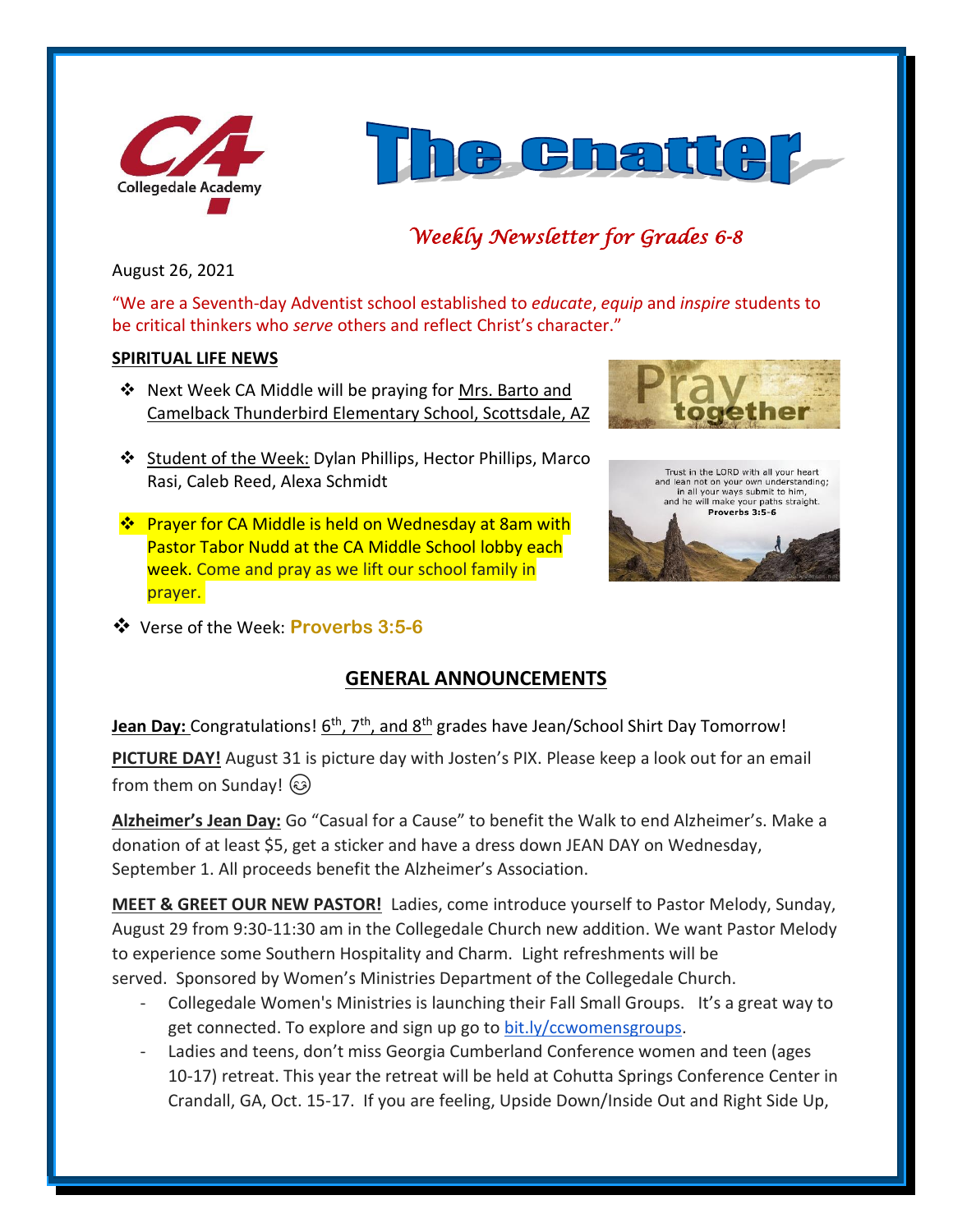Collegedale Academy

# The Chatter

*Weekly Newsletter for Grades 6-8*

August 26, 2021

"We are a Seventh-day Adventist school established to *educate*, *equip* and *inspire* students to be critical thinkers who *serve* others and reflect Christ's character."

**SPIRITUAL LIFE NEWS**

- Next Week CA Middle will be praying for Mrs. Barto and Camelback Thunderbird Elementary School, Scottsdale, AZ
- Student of the Week: Dylan Phillips, Hector Phillips, Marco Rasi, Caleb Reed, Alexa Schmidt
- Prayer for CA Middle is held on Wednesday at 8am with Pastor Tabor Nudd at the CA Middle School lobby each week. Come and pray as we lift our school family in prayer.
- Verse of the Week: **Proverbs 3:5-6**

Trust in the LORD with all your heart and lean not on your own understanding; in all your ways submit to him, and he will make your paths straight. **Proverbs 3:5-6**

## GENERAL ANNOUNCEMENTS

**Jean Day:** Congratulations! 6th, 7th, and 8th grades have Jean/School Shirt Day Tomorrow!

**PICTURE DAY!** August 31 is picture day with Josten's PIX. Please keep a look out for an email from them on Sunday! 😊

**Alzheimer's Jean Day:** Go "Casual for a Cause" to benefit the Walk to end Alzheimer's. Make a donation of at least $5, get a sticker and have a dress down JEAN DAY on Wednesday, September 1. All proceeds benefit the Alzheimer's Association.

**MEET & GREET OUR NEW PASTOR!** Ladies, come introduce yourself to Pastor Melody, Sunday, August 29 from 9:30-11:30 am in the Collegedale Church new addition. We want Pastor Melody to experience some Southern Hospitality and Charm. Light refreshments will be served. Sponsored by Women's Ministries Department of the Collegedale Church.

- Collegedale Women's Ministries is launching their Fall Small Groups. It's a great way to get connected. To explore and sign up go to bit.ly/ccwomensgroups.
- Ladies and teens, don't miss Georgia Cumberland Conference women and teen (ages 10-17) retreat. This year the retreat will be held at Cohutta Springs Conference Center in Crandall, GA, Oct. 15-17. If you are feeling, Upside Down/Inside Out and Right Side Up,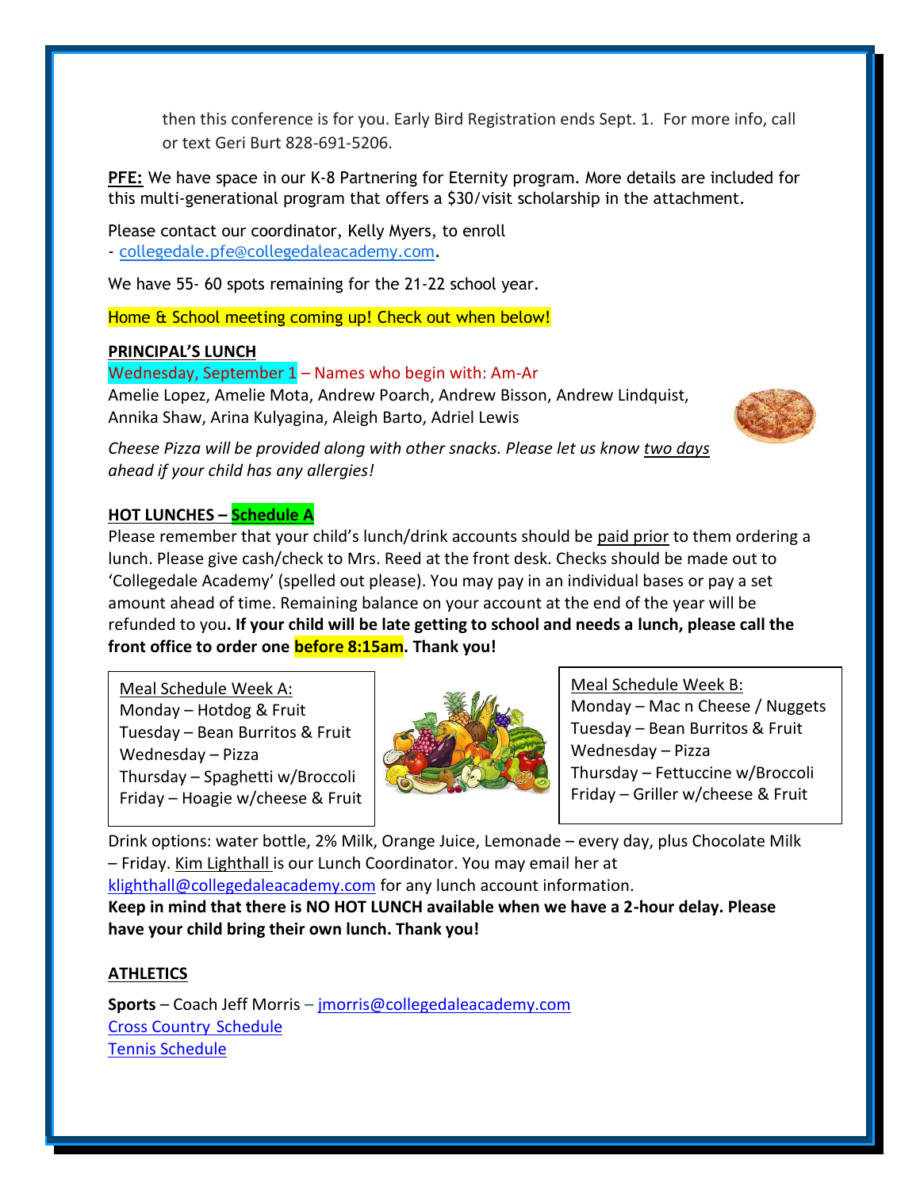then this conference is for you. Early Bird Registration ends Sept. 1. For more info, call or text Geri Burt 828-691-5206.

**PFE:** We have space in our K-8 Partnering for Eternity program. More details are included for this multi-generational program that offers a $30/visit scholarship in the attachment.

Please contact our coordinator, Kelly Myers, to enroll - collegedale.pfe@collegedaleacademy.com.

We have 55- 60 spots remaining for the 21-22 school year.

Home & School meeting coming up! Check out when below!

**PRINCIPAL'S LUNCH**

Wednesday, September 1 – Names who begin with: Am-Ar

Amelie Lopez, Amelie Mota, Andrew Poarch, Andrew Bisson, Andrew Lindquist, Annika Shaw, Arina Kulyagina, Aleigh Barto, Adriel Lewis

*Cheese Pizza will be provided along with other snacks. Please let us know two days ahead if your child has any allergies!*

**HOT LUNCHES – Schedule A**

Please remember that your child's lunch/drink accounts should be paid prior to them ordering a lunch. Please give cash/check to Mrs. Reed at the front desk. Checks should be made out to 'Collegedale Academy' (spelled out please). You may pay in an individual bases or pay a set amount ahead of time. Remaining balance on your account at the end of the year will be refunded to you**. If your child will be late getting to school and needs a lunch, please call the front office to order one before 8:15am. Thank you!**

Meal Schedule Week A:
- Monday – Hotdog & Fruit
- Tuesday – Bean Burritos & Fruit
- Wednesday – Pizza
- Thursday – Spaghetti w/Broccoli
- Friday – Hoagie w/cheese & Fruit

Meal Schedule Week B:
- Monday – Mac n Cheese / Nuggets
- Tuesday – Bean Burritos & Fruit
- Wednesday – Pizza
- Thursday – Fettuccine w/Broccoli
- Friday – Griller w/cheese & Fruit

Drink options: water bottle, 2% Milk, Orange Juice, Lemonade – every day, plus Chocolate Milk – Friday. Kim Lighthall is our Lunch Coordinator. You may email her at klighthall@collegedaleacademy.com for any lunch account information.

**Keep in mind that there is NO HOT LUNCH available when we have a 2-hour delay. Please have your child bring their own lunch. Thank you!**

**ATHLETICS**

**Sports** – Coach Jeff Morris – jmorris@collegedaleacademy.com

Cross Country Schedule

Tennis Schedule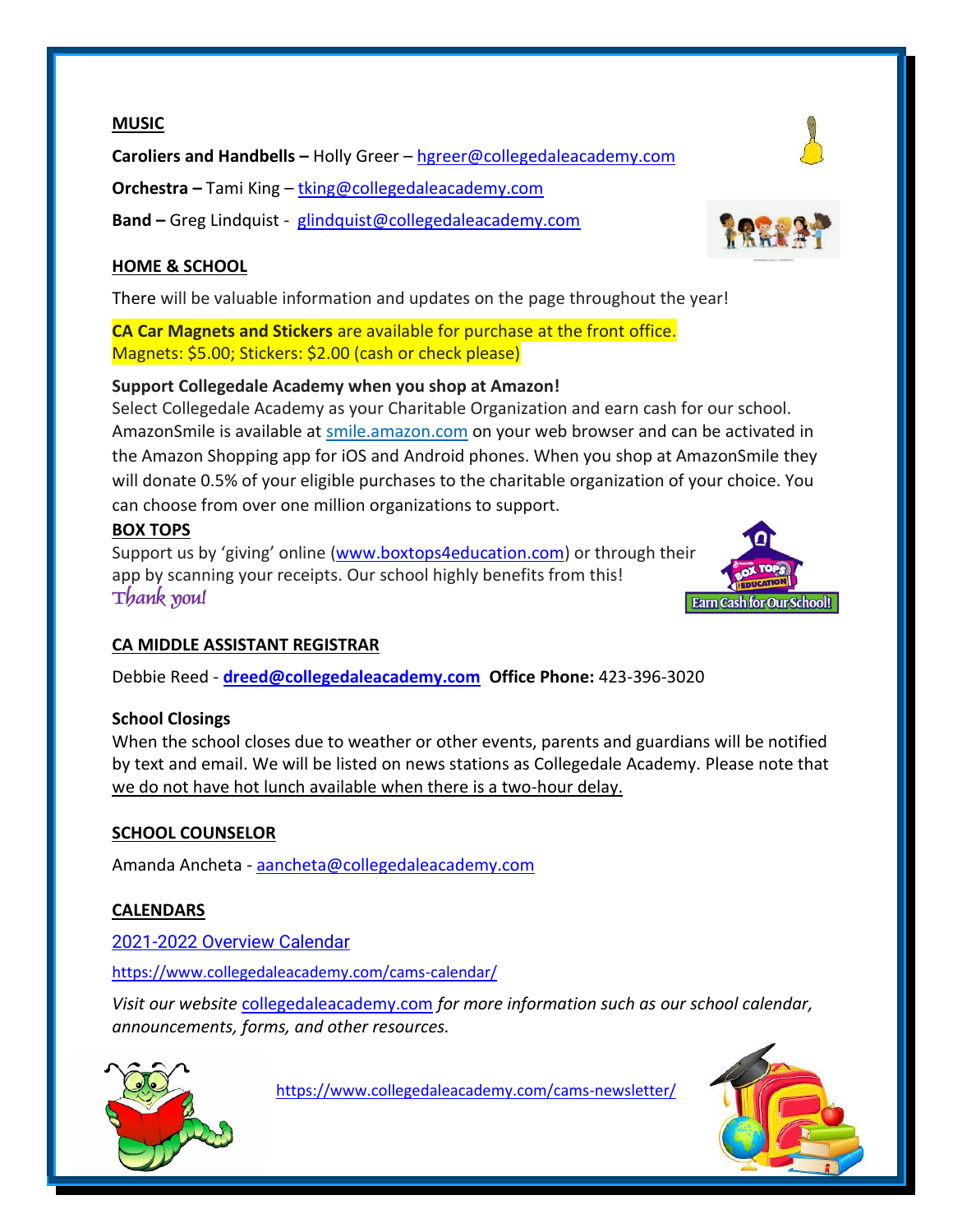## MUSIC

**Caroliers and Handbells –** Holly Greer – hgreer@collegedaleacademy.com

**Orchestra –** Tami King – tking@collegedaleacademy.com

**Band –** Greg Lindquist - glindquist@collegedaleacademy.com

## HOME & SCHOOL

There will be valuable information and updates on the page throughout the year!

**CA Car Magnets and Stickers** are available for purchase at the front office.
Magnets: $5.00; Stickers: $2.00 (cash or check please)

**Support Collegedale Academy when you shop at Amazon!**
Select Collegedale Academy as your Charitable Organization and earn cash for our school. AmazonSmile is available at smile.amazon.com on your web browser and can be activated in the Amazon Shopping app for iOS and Android phones. When you shop at AmazonSmile they will donate 0.5% of your eligible purchases to the charitable organization of your choice. You can choose from over one million organizations to support.

## BOX TOPS

Support us by 'giving' online (www.boxtops4education.com) or through their app by scanning your receipts. Our school highly benefits from this!
*Thank you!*

## CA MIDDLE ASSISTANT REGISTRAR

Debbie Reed - **dreed@collegedaleacademy.com** **Office Phone:** 423-396-3020

**School Closings**
When the school closes due to weather or other events, parents and guardians will be notified by text and email. We will be listed on news stations as Collegedale Academy. Please note that we do not have hot lunch available when there is a two-hour delay.

## SCHOOL COUNSELOR

Amanda Ancheta - aancheta@collegedaleacademy.com

## CALENDARS

2021-2022 Overview Calendar

https://www.collegedaleacademy.com/cams-calendar/

*Visit our website* collegedaleacademy.com *for more information such as our school calendar, announcements, forms, and other resources.*

https://www.collegedaleacademy.com/cams-newsletter/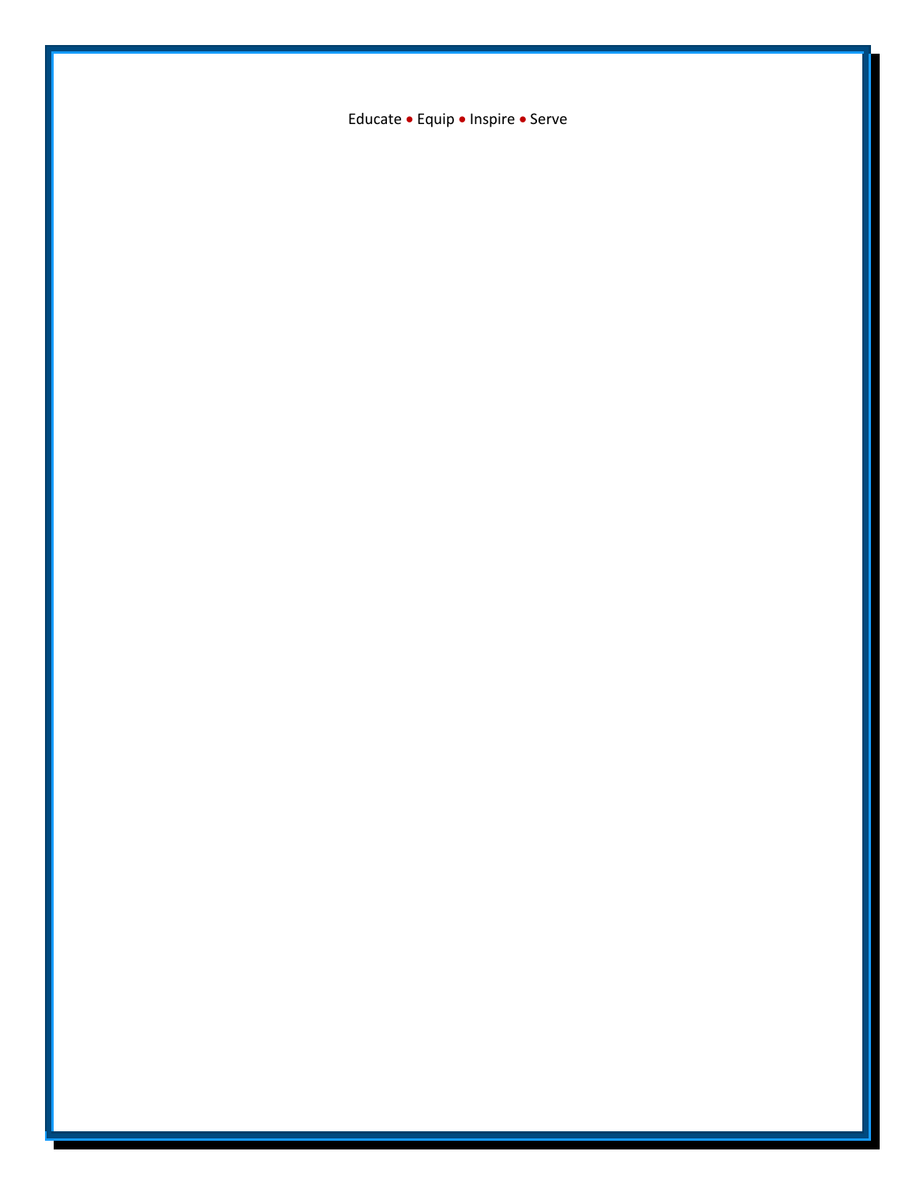Educate • Equip • Inspire • Serve